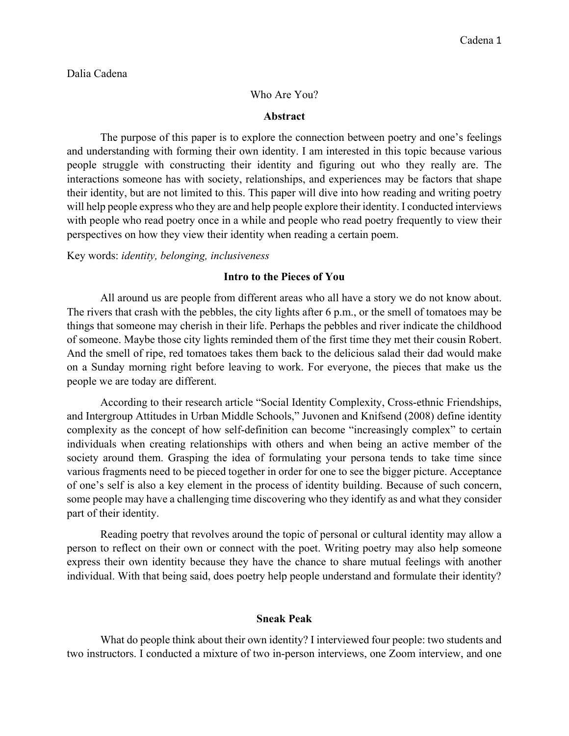Dalia Cadena

# Who Are You?

## Abstract

The purpose of this paper is to explore the connection between poetry and one's feelings and understanding with forming their own identity. I am interested in this topic because various people struggle with constructing their identity and figuring out who they really are. The interactions someone has with society, relationships, and experiences may be factors that shape their identity, but are not limited to this. This paper will dive into how reading and writing poetry will help people express who they are and help people explore their identity. I conducted interviews with people who read poetry once in a while and people who read poetry frequently to view their perspectives on how they view their identity when reading a certain poem.

Key words: *identity, belonging, inclusiveness*

## Intro to the Pieces of You

All around us are people from different areas who all have a story we do not know about. The rivers that crash with the pebbles, the city lights after 6 p.m., or the smell of tomatoes may be things that someone may cherish in their life. Perhaps the pebbles and river indicate the childhood of someone. Maybe those city lights reminded them of the first time they met their cousin Robert. And the smell of ripe, red tomatoes takes them back to the delicious salad their dad would make on a Sunday morning right before leaving to work. For everyone, the pieces that make us the people we are today are different.

According to their research article "Social Identity Complexity, Cross-ethnic Friendships, and Intergroup Attitudes in Urban Middle Schools," Juvonen and Knifsend (2008) define identity complexity as the concept of how self-definition can become "increasingly complex" to certain individuals when creating relationships with others and when being an active member of the society around them. Grasping the idea of formulating your persona tends to take time since various fragments need to be pieced together in order for one to see the bigger picture. Acceptance of one's self is also a key element in the process of identity building. Because of such concern, some people may have a challenging time discovering who they identify as and what they consider part of their identity.

Reading poetry that revolves around the topic of personal or cultural identity may allow a person to reflect on their own or connect with the poet. Writing poetry may also help someone express their own identity because they have the chance to share mutual feelings with another individual. With that being said, does poetry help people understand and formulate their identity?

## Sneak Peak

What do people think about their own identity? I interviewed four people: two students and two instructors. I conducted a mixture of two in-person interviews, one Zoom interview, and one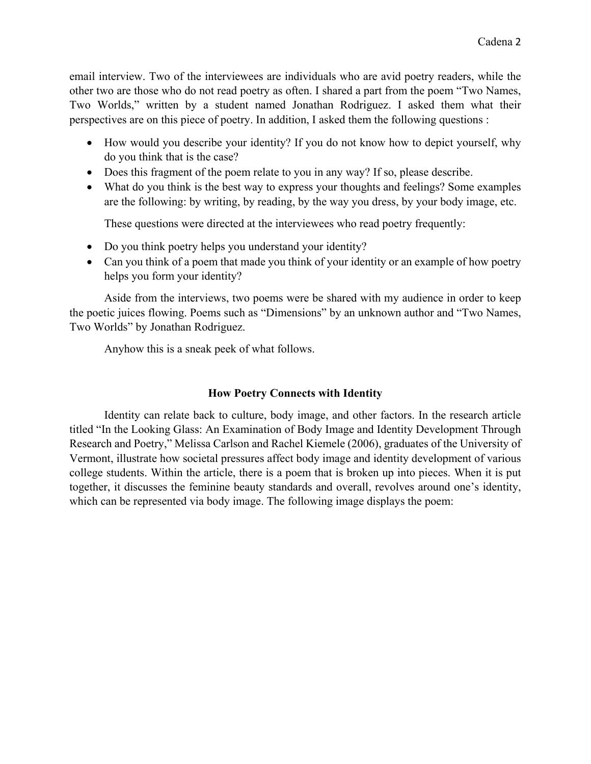email interview. Two of the interviewees are individuals who are avid poetry readers, while the other two are those who do not read poetry as often. I shared a part from the poem "Two Names, Two Worlds," written by a student named Jonathan Rodriguez. I asked them what their perspectives are on this piece of poetry. In addition, I asked them the following questions :

- How would you describe your identity? If you do not know how to depict yourself, why do you think that is the case?
- Does this fragment of the poem relate to you in any way? If so, please describe.
- What do you think is the best way to express your thoughts and feelings? Some examples are the following: by writing, by reading, by the way you dress, by your body image, etc.

These questions were directed at the interviewees who read poetry frequently:

- Do you think poetry helps you understand your identity?
- Can you think of a poem that made you think of your identity or an example of how poetry helps you form your identity?

Aside from the interviews, two poems were be shared with my audience in order to keep the poetic juices flowing. Poems such as "Dimensions" by an unknown author and "Two Names, Two Worlds" by Jonathan Rodriguez.

Anyhow this is a sneak peek of what follows.

**How Poetry Connects with Identity**

Identity can relate back to culture, body image, and other factors. In the research article titled "In the Looking Glass: An Examination of Body Image and Identity Development Through Research and Poetry," Melissa Carlson and Rachel Kiemele (2006), graduates of the University of Vermont, illustrate how societal pressures affect body image and identity development of various college students. Within the article, there is a poem that is broken up into pieces. When it is put together, it discusses the feminine beauty standards and overall, revolves around one's identity, which can be represented via body image. The following image displays the poem: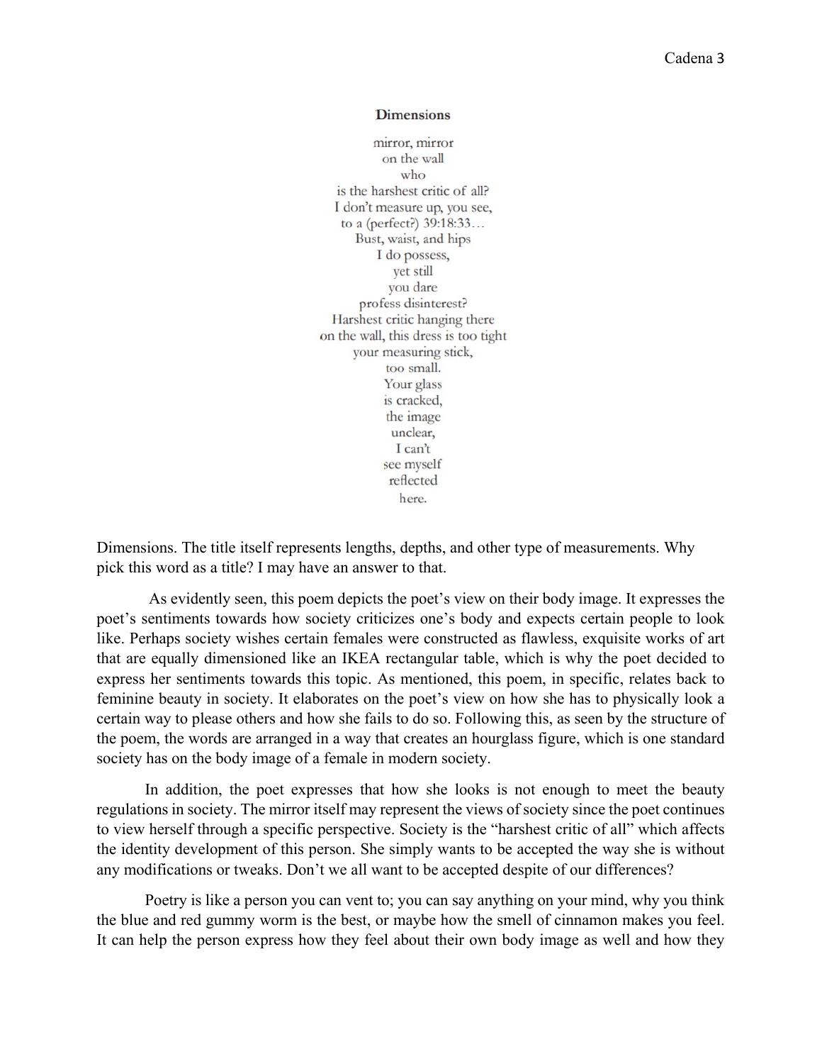**Dimensions**

mirror, mirror  
on the wall  
who  
is the harshest critic of all?  
I don't measure up, you see,  
to a (perfect?) 39:18:33…  
Bust, waist, and hips  
I do possess,  
yet still  
you dare  
profess disinterest?  
Harshest critic hanging there  
on the wall, this dress is too tight  
your measuring stick,  
too small.  
Your glass  
is cracked,  
the image  
unclear,  
I can't  
see myself  
reflected  
here.

Dimensions. The title itself represents lengths, depths, and other type of measurements. Why pick this word as a title? I may have an answer to that.

As evidently seen, this poem depicts the poet's view on their body image. It expresses the poet's sentiments towards how society criticizes one's body and expects certain people to look like. Perhaps society wishes certain females were constructed as flawless, exquisite works of art that are equally dimensioned like an IKEA rectangular table, which is why the poet decided to express her sentiments towards this topic. As mentioned, this poem, in specific, relates back to feminine beauty in society. It elaborates on the poet's view on how she has to physically look a certain way to please others and how she fails to do so. Following this, as seen by the structure of the poem, the words are arranged in a way that creates an hourglass figure, which is one standard society has on the body image of a female in modern society.

In addition, the poet expresses that how she looks is not enough to meet the beauty regulations in society. The mirror itself may represent the views of society since the poet continues to view herself through a specific perspective. Society is the "harshest critic of all" which affects the identity development of this person. She simply wants to be accepted the way she is without any modifications or tweaks. Don't we all want to be accepted despite of our differences?

Poetry is like a person you can vent to; you can say anything on your mind, why you think the blue and red gummy worm is the best, or maybe how the smell of cinnamon makes you feel. It can help the person express how they feel about their own body image as well and how they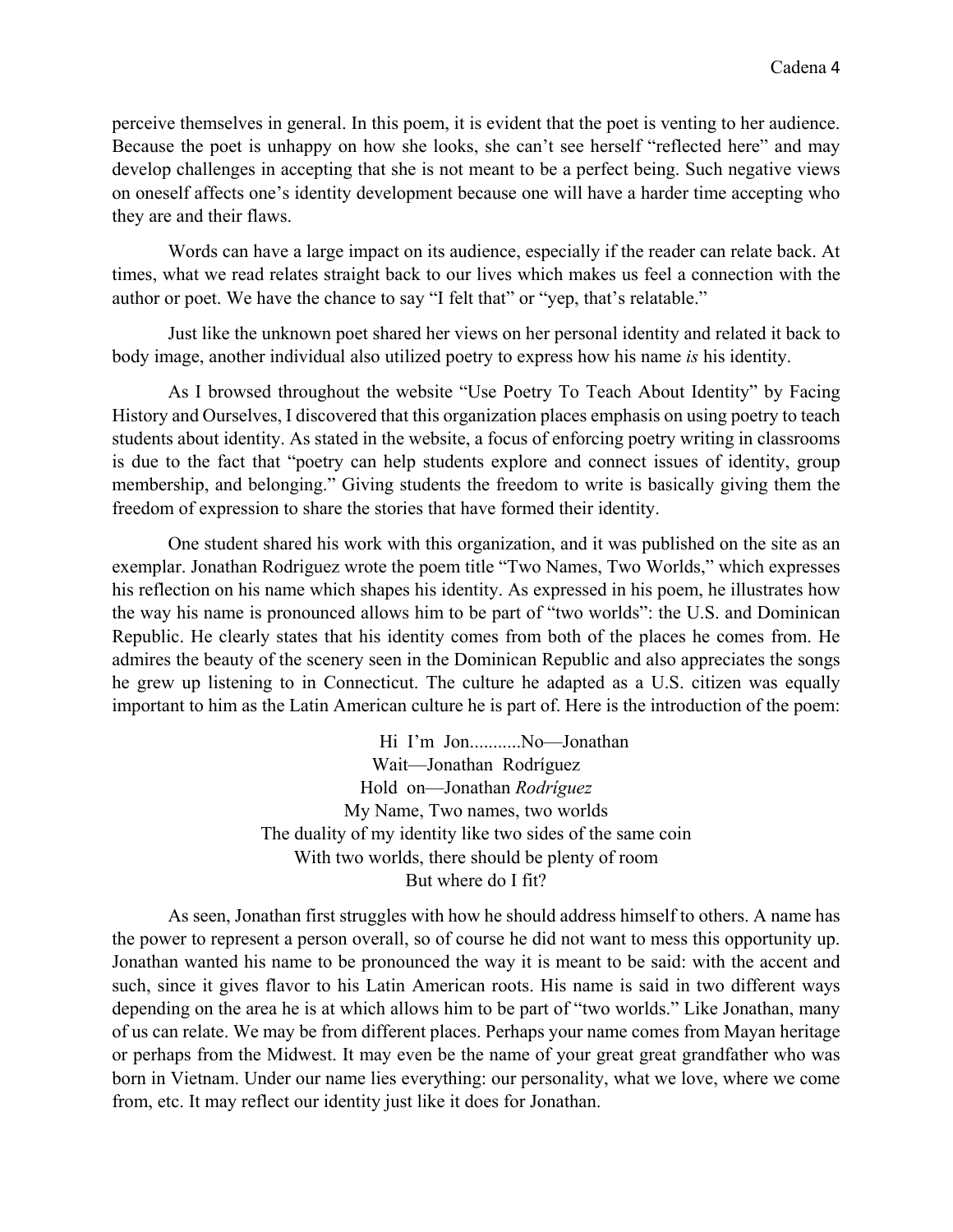perceive themselves in general. In this poem, it is evident that the poet is venting to her audience. Because the poet is unhappy on how she looks, she can't see herself "reflected here" and may develop challenges in accepting that she is not meant to be a perfect being. Such negative views on oneself affects one's identity development because one will have a harder time accepting who they are and their flaws.

Words can have a large impact on its audience, especially if the reader can relate back. At times, what we read relates straight back to our lives which makes us feel a connection with the author or poet. We have the chance to say "I felt that" or "yep, that's relatable."

Just like the unknown poet shared her views on her personal identity and related it back to body image, another individual also utilized poetry to express how his name *is* his identity.

As I browsed throughout the website "Use Poetry To Teach About Identity" by Facing History and Ourselves, I discovered that this organization places emphasis on using poetry to teach students about identity. As stated in the website, a focus of enforcing poetry writing in classrooms is due to the fact that "poetry can help students explore and connect issues of identity, group membership, and belonging." Giving students the freedom to write is basically giving them the freedom of expression to share the stories that have formed their identity.

One student shared his work with this organization, and it was published on the site as an exemplar. Jonathan Rodriguez wrote the poem title "Two Names, Two Worlds," which expresses his reflection on his name which shapes his identity. As expressed in his poem, he illustrates how the way his name is pronounced allows him to be part of "two worlds": the U.S. and Dominican Republic. He clearly states that his identity comes from both of the places he comes from. He admires the beauty of the scenery seen in the Dominican Republic and also appreciates the songs he grew up listening to in Connecticut. The culture he adapted as a U.S. citizen was equally important to him as the Latin American culture he is part of. Here is the introduction of the poem:

Hi I'm Jon...........No—Jonathan  
Wait—Jonathan Rodríguez  
Hold on—Jonathan *Rodríguez*  
My Name, Two names, two worlds  
The duality of my identity like two sides of the same coin  
With two worlds, there should be plenty of room  
But where do I fit?

As seen, Jonathan first struggles with how he should address himself to others. A name has the power to represent a person overall, so of course he did not want to mess this opportunity up. Jonathan wanted his name to be pronounced the way it is meant to be said: with the accent and such, since it gives flavor to his Latin American roots. His name is said in two different ways depending on the area he is at which allows him to be part of "two worlds." Like Jonathan, many of us can relate. We may be from different places. Perhaps your name comes from Mayan heritage or perhaps from the Midwest. It may even be the name of your great great grandfather who was born in Vietnam. Under our name lies everything: our personality, what we love, where we come from, etc. It may reflect our identity just like it does for Jonathan.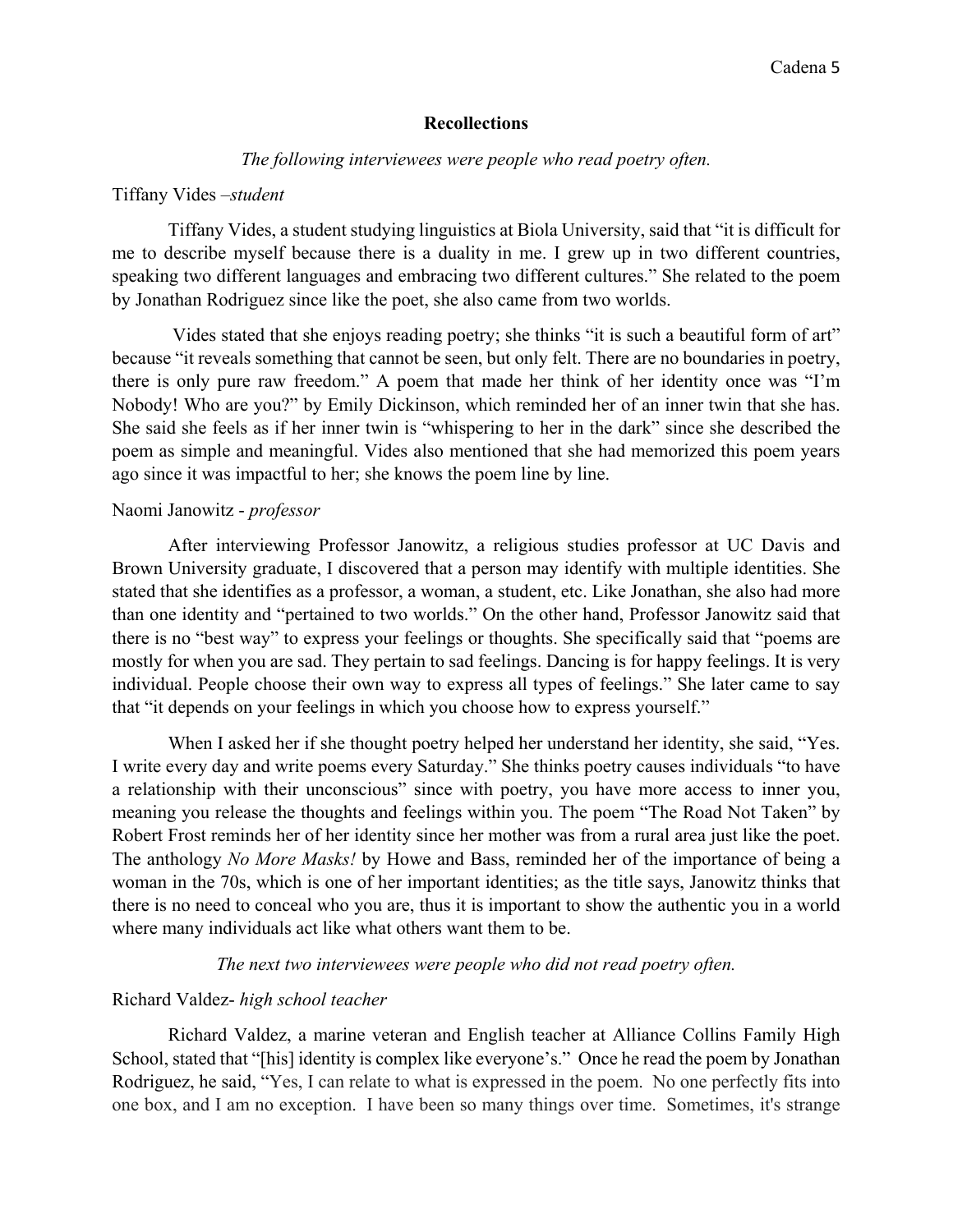## Recollections

*The following interviewees were people who read poetry often.*

Tiffany Vides –*student*

Tiffany Vides, a student studying linguistics at Biola University, said that "it is difficult for me to describe myself because there is a duality in me. I grew up in two different countries, speaking two different languages and embracing two different cultures." She related to the poem by Jonathan Rodriguez since like the poet, she also came from two worlds.

Vides stated that she enjoys reading poetry; she thinks "it is such a beautiful form of art" because "it reveals something that cannot be seen, but only felt. There are no boundaries in poetry, there is only pure raw freedom." A poem that made her think of her identity once was "I'm Nobody! Who are you?" by Emily Dickinson, which reminded her of an inner twin that she has. She said she feels as if her inner twin is "whispering to her in the dark" since she described the poem as simple and meaningful. Vides also mentioned that she had memorized this poem years ago since it was impactful to her; she knows the poem line by line.

Naomi Janowitz - *professor*

After interviewing Professor Janowitz, a religious studies professor at UC Davis and Brown University graduate, I discovered that a person may identify with multiple identities. She stated that she identifies as a professor, a woman, a student, etc. Like Jonathan, she also had more than one identity and "pertained to two worlds." On the other hand, Professor Janowitz said that there is no "best way" to express your feelings or thoughts. She specifically said that "poems are mostly for when you are sad. They pertain to sad feelings. Dancing is for happy feelings. It is very individual. People choose their own way to express all types of feelings." She later came to say that "it depends on your feelings in which you choose how to express yourself."

When I asked her if she thought poetry helped her understand her identity, she said, "Yes. I write every day and write poems every Saturday." She thinks poetry causes individuals "to have a relationship with their unconscious" since with poetry, you have more access to inner you, meaning you release the thoughts and feelings within you. The poem "The Road Not Taken" by Robert Frost reminds her of her identity since her mother was from a rural area just like the poet. The anthology *No More Masks!* by Howe and Bass, reminded her of the importance of being a woman in the 70s, which is one of her important identities; as the title says, Janowitz thinks that there is no need to conceal who you are, thus it is important to show the authentic you in a world where many individuals act like what others want them to be.

*The next two interviewees were people who did not read poetry often.*

Richard Valdez- *high school teacher*

Richard Valdez, a marine veteran and English teacher at Alliance Collins Family High School, stated that "[his] identity is complex like everyone's." Once he read the poem by Jonathan Rodriguez, he said, "Yes, I can relate to what is expressed in the poem. No one perfectly fits into one box, and I am no exception. I have been so many things over time. Sometimes, it's strange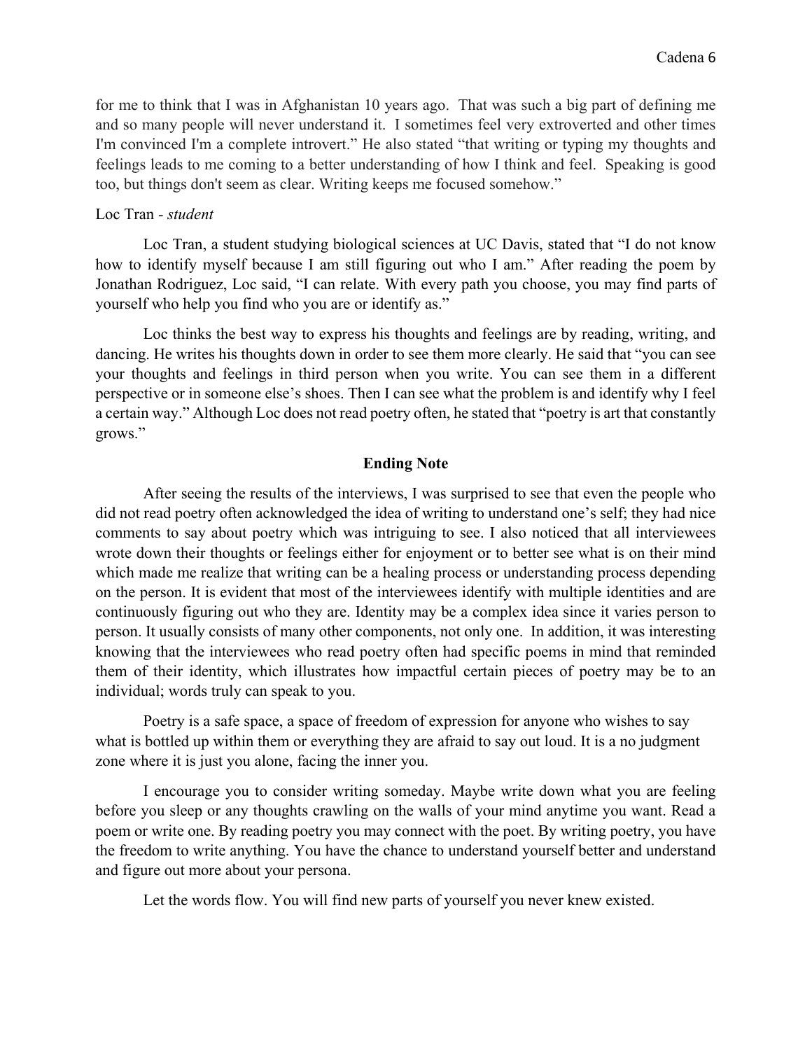for me to think that I was in Afghanistan 10 years ago. That was such a big part of defining me and so many people will never understand it. I sometimes feel very extroverted and other times I'm convinced I'm a complete introvert." He also stated "that writing or typing my thoughts and feelings leads to me coming to a better understanding of how I think and feel. Speaking is good too, but things don't seem as clear. Writing keeps me focused somehow."

Loc Tran - *student*

Loc Tran, a student studying biological sciences at UC Davis, stated that "I do not know how to identify myself because I am still figuring out who I am." After reading the poem by Jonathan Rodriguez, Loc said, "I can relate. With every path you choose, you may find parts of yourself who help you find who you are or identify as."

Loc thinks the best way to express his thoughts and feelings are by reading, writing, and dancing. He writes his thoughts down in order to see them more clearly. He said that "you can see your thoughts and feelings in third person when you write. You can see them in a different perspective or in someone else's shoes. Then I can see what the problem is and identify why I feel a certain way." Although Loc does not read poetry often, he stated that "poetry is art that constantly grows."

## Ending Note

After seeing the results of the interviews, I was surprised to see that even the people who did not read poetry often acknowledged the idea of writing to understand one's self; they had nice comments to say about poetry which was intriguing to see. I also noticed that all interviewees wrote down their thoughts or feelings either for enjoyment or to better see what is on their mind which made me realize that writing can be a healing process or understanding process depending on the person. It is evident that most of the interviewees identify with multiple identities and are continuously figuring out who they are. Identity may be a complex idea since it varies person to person. It usually consists of many other components, not only one. In addition, it was interesting knowing that the interviewees who read poetry often had specific poems in mind that reminded them of their identity, which illustrates how impactful certain pieces of poetry may be to an individual; words truly can speak to you.

Poetry is a safe space, a space of freedom of expression for anyone who wishes to say what is bottled up within them or everything they are afraid to say out loud. It is a no judgment zone where it is just you alone, facing the inner you.

I encourage you to consider writing someday. Maybe write down what you are feeling before you sleep or any thoughts crawling on the walls of your mind anytime you want. Read a poem or write one. By reading poetry you may connect with the poet. By writing poetry, you have the freedom to write anything. You have the chance to understand yourself better and understand and figure out more about your persona.

Let the words flow. You will find new parts of yourself you never knew existed.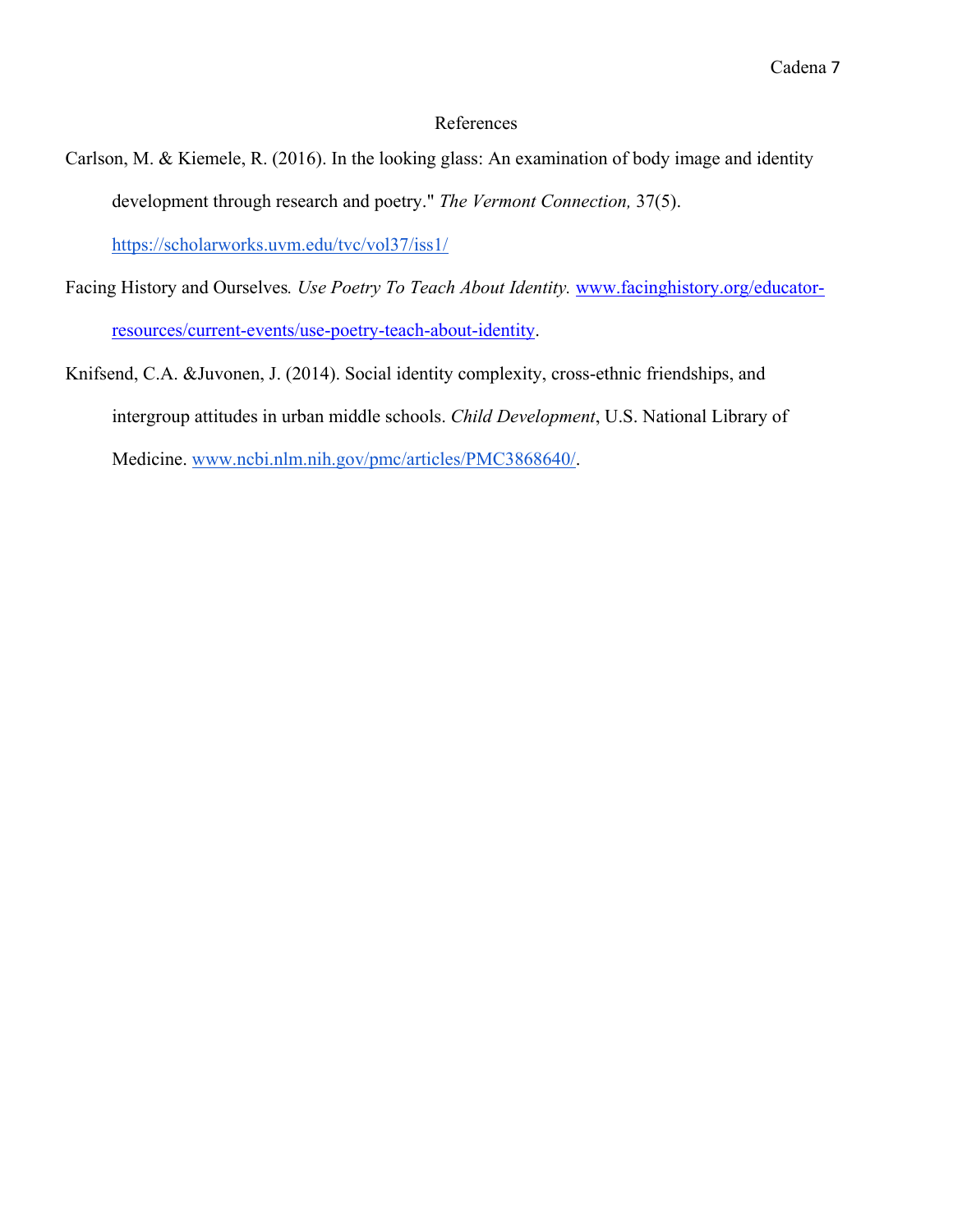# References

Carlson, M. & Kiemele, R. (2016). In the looking glass: An examination of body image and identity development through research and poetry." *The Vermont Connection,* 37(5). https://scholarworks.uvm.edu/tvc/vol37/iss1/

Facing History and Ourselves*.* *Use Poetry To Teach About Identity.* www.facinghistory.org/educator-resources/current-events/use-poetry-teach-about-identity.

Knifsend, C.A. &Juvonen, J. (2014). Social identity complexity, cross-ethnic friendships, and intergroup attitudes in urban middle schools. *Child Development*, U.S. National Library of Medicine. www.ncbi.nlm.nih.gov/pmc/articles/PMC3868640/.